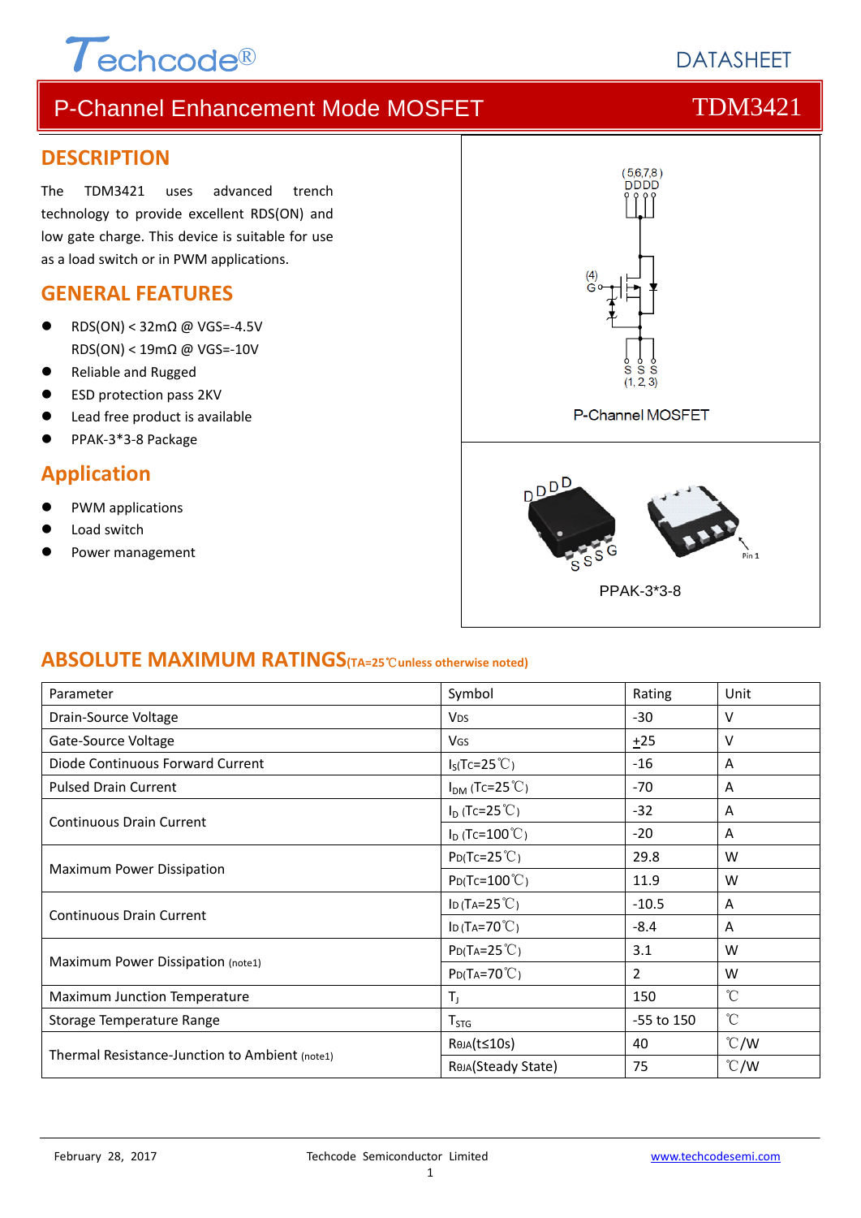# P-Channel Enhancement Mode MOSFET — TDM3421

## DESCRIPTION

The TDM3421 uses advanced trench technology to provide excellent RDS(ON) and low gate charge. This device is suitable for use as a load switch or in PWM applications.

## GENERAL FEATURES

- RDS(ON) < 32mΩ @ VGS=-4.5V
  RDS(ON) < 19mΩ @ VGS=-10V
- Reliable and Rugged
- ESD protection pass 2KV
- Lead free product is available
- PPAK-3*3-8 Package

## Application

- PWM applications
- Load switch
- Power management

(5,6,7,8) DDDD

(4) G

S S S (1, 2, 3)

P-Channel MOSFET

D D D D

S S S G

Pin 1

PPAK-3*3-8

## ABSOLUTE MAXIMUM RATINGS (TA=25℃ unless otherwise noted)

| Parameter | Symbol | Rating | Unit |
|---|---|---|---|
| Drain-Source Voltage | $V_{DS}$ | -30 | V |
| Gate-Source Voltage | $V_{GS}$ | ±25 | V |
| Diode Continuous Forward Current | $I_S$(Tc=25℃) | -16 | A |
| Pulsed Drain Current | $I_{DM}$ (Tc=25℃) | -70 | A |
| Continuous Drain Current | $I_D$ (Tc=25℃) | -32 | A |
| | $I_D$ (Tc=100℃) | -20 | A |
| Maximum Power Dissipation | $P_D$(Tc=25℃) | 29.8 | W |
| | $P_D$(Tc=100℃) | 11.9 | W |
| Continuous Drain Current | $I_D$ (TA=25℃) | -10.5 | A |
| | $I_D$ (TA=70℃) | -8.4 | A |
| Maximum Power Dissipation (note1) | $P_D$(TA=25℃) | 3.1 | W |
| | $P_D$(TA=70℃) | 2 | W |
| Maximum Junction Temperature | $T_J$ | 150 | ℃ |
| Storage Temperature Range | $T_{STG}$ | -55 to 150 | ℃ |
| Thermal Resistance-Junction to Ambient (note1) | $R_{\theta JA}$(t≤10s) | 40 | ℃/W |
| | $R_{\theta JA}$(Steady State) | 75 | ℃/W |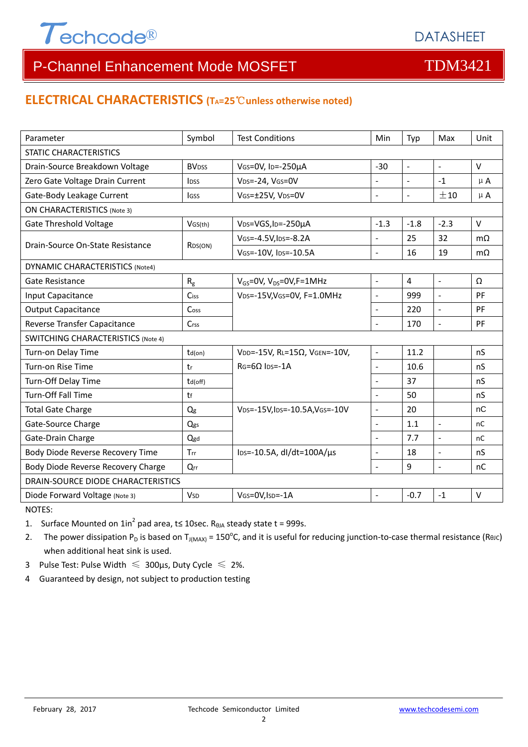## ELECTRICAL CHARACTERISTICS ($T_A$=25℃unless otherwise noted)

| Parameter | Symbol | Test Conditions | Min | Typ | Max | Unit |
|---|---|---|---|---|---|---|
| STATIC CHARACTERISTICS | | | | | | |
| Drain-Source Breakdown Voltage | $BV_{DSS}$ | $V_{GS}$=0V, $I_D$=-250μA | -30 | - | - | V |
| Zero Gate Voltage Drain Current | $I_{DSS}$ | $V_{DS}$=-24, $V_{GS}$=0V | - | - | -1 | μA |
| Gate-Body Leakage Current | $I_{GSS}$ | $V_{GS}$=±25V, $V_{DS}$=0V | - | - | ±10 | μA |
| ON CHARACTERISTICS (Note 3) | | | | | | |
| Gate Threshold Voltage | $V_{GS(th)}$ | $V_{DS}$=VGS,$I_D$=-250μA | -1.3 | -1.8 | -2.3 | V |
| Drain-Source On-State Resistance | $R_{DS(ON)}$ | $V_{GS}$=-4.5V,$I_{DS}$=-8.2A | - | 25 | 32 | mΩ |
| | | $V_{GS}$=-10V, $I_{DS}$=-10.5A | - | 16 | 19 | mΩ |
| DYNAMIC CHARACTERISTICS (Note4) | | | | | | |
| Gate Resistance | $R_g$ | $V_{GS}$=0V, $V_{DS}$=0V,F=1MHz | - | 4 | - | Ω |
| Input Capacitance | $C_{iss}$ | $V_{DS}$=-15V,$V_{GS}$=0V, F=1.0MHz | - | 999 | - | PF |
| Output Capacitance | $C_{oss}$ | | - | 220 | - | PF |
| Reverse Transfer Capacitance | $C_{rss}$ | | - | 170 | - | PF |
| SWITCHING CHARACTERISTICS (Note 4) | | | | | | |
| Turn-on Delay Time | $t_{d(on)}$ | $V_{DD}$=-15V, $R_L$=15Ω, $V_{GEN}$=-10V, $R_G$=6Ω $I_{DS}$=-1A | - | 11.2 | | nS |
| Turn-on Rise Time | $t_r$ | | - | 10.6 | | nS |
| Turn-Off Delay Time | $t_{d(off)}$ | | - | 37 | | nS |
| Turn-Off Fall Time | $t_f$ | | - | 50 | | nS |
| Total Gate Charge | $Q_g$ | $V_{DS}$=-15V,$I_{DS}$=-10.5A,$V_{GS}$=-10V | - | 20 | | nC |
| Gate-Source Charge | $Q_{gs}$ | | - | 1.1 | - | nC |
| Gate-Drain Charge | $Q_{gd}$ | | - | 7.7 | - | nC |
| Body Diode Reverse Recovery Time | $T_{rr}$ | $I_{DS}$=-10.5A, dI/dt=100A/μs | - | 18 | - | nS |
| Body Diode Reverse Recovery Charge | $Q_{rr}$ | | - | 9 | - | nC |
| DRAIN-SOURCE DIODE CHARACTERISTICS | | | | | | |
| Diode Forward Voltage (Note 3) | $V_{SD}$ | $V_{GS}$=0V,$I_{SD}$=-1A | - | -0.7 | -1 | V |

NOTES:

1. Surface Mounted on 1in$^2$ pad area, t≤ 10sec. $R_{\theta JA}$ steady state t = 999s.
2. The power dissipation $P_D$ is based on $T_{J(MAX)}$ = 150°C, and it is useful for reducing junction-to-case thermal resistance ($R_{\theta JC}$) when additional heat sink is used.
3. Pulse Test: Pulse Width ≤ 300μs, Duty Cycle ≤ 2%.
4. Guaranteed by design, not subject to production testing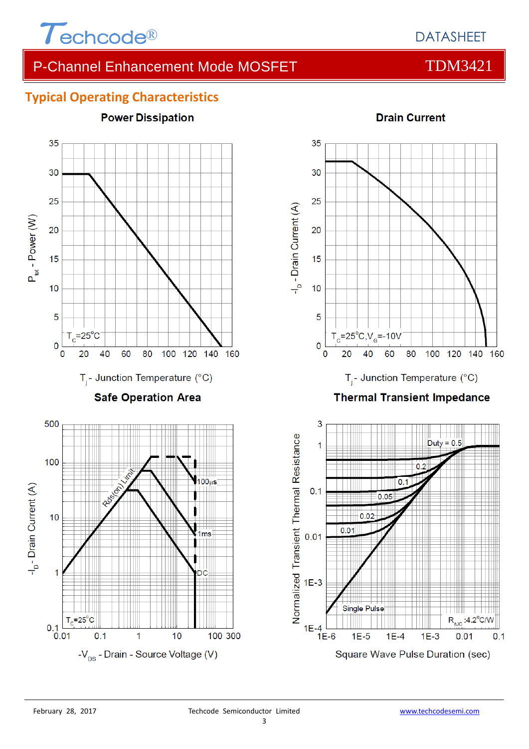## Typical Operating Characteristics

**Power Dissipation**

$P_{tot}$ - Power (W)

$T_C$=25°C

$T_j$ - Junction Temperature (°C)

**Drain Current**

$-I_D$ - Drain Current (A)

$T_C$=25°C, $V_G$=-10V

$T_j$ - Junction Temperature (°C)

**Safe Operation Area**

$-I_D$ - Drain Current (A)

Rds(on) Limit

100µs

1ms

DC

$T_C$=25°C

$-V_{DS}$ - Drain - Source Voltage (V)

**Thermal Transient Impedance**

Normalized Transient Thermal Resistance

Duty = 0.5

0.2

0.1

0.05

0.02

0.01

Single Pulse

$R_{\theta JC}$ :4.2°C/W

Square Wave Pulse Duration (sec)

February 28, 2017 Techcode Semiconductor Limited www.techcodesemi.com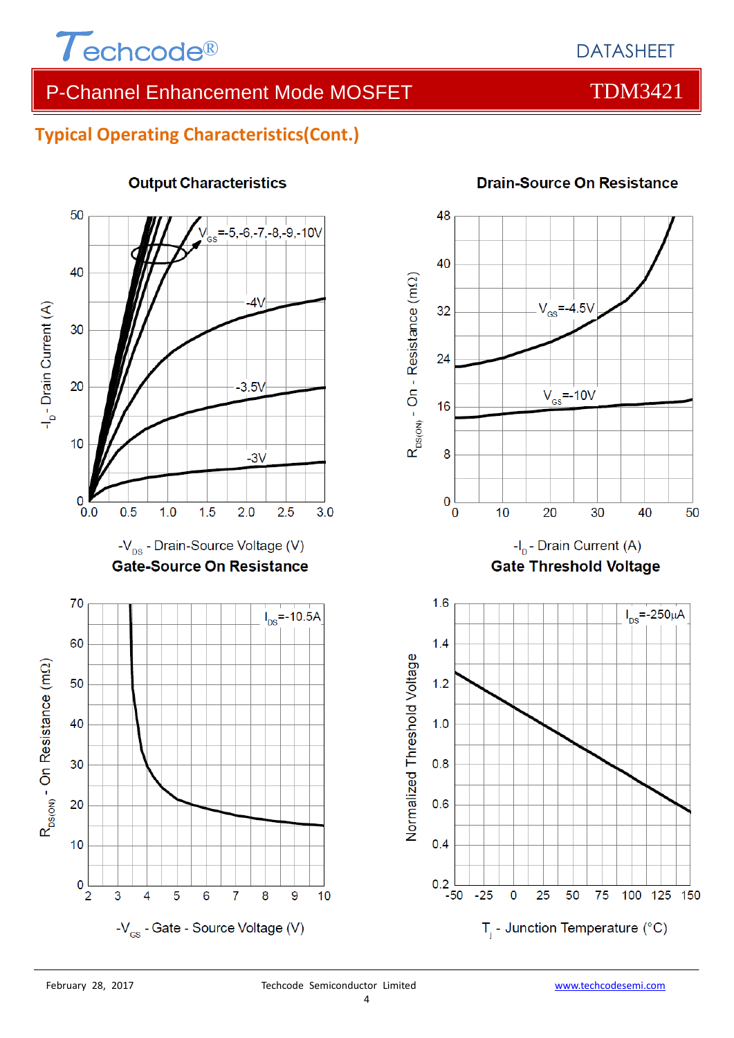## Typical Operating Characteristics(Cont.)

### Output Characteristics

$V_{GS}$=-5,-6,-7,-8,-9,-10V

-4V

-3.5V

-3V

$-I_D$ - Drain Current (A)

$-V_{DS}$ - Drain-Source Voltage (V)

### Drain-Source On Resistance

$V_{GS}$=-4.5V

$V_{GS}$=-10V

$R_{DS(ON)}$ - On - Resistance (mΩ)

$-I_D$ - Drain Current (A)

### Gate-Source On Resistance

$I_{DS}$=-10.5A

$R_{DS(ON)}$ - On Resistance (mΩ)

$-V_{GS}$ - Gate - Source Voltage (V)

### Gate Threshold Voltage

$I_{DS}$=-250μA

Normalized Threshold Voltage

$T_j$ - Junction Temperature (°C)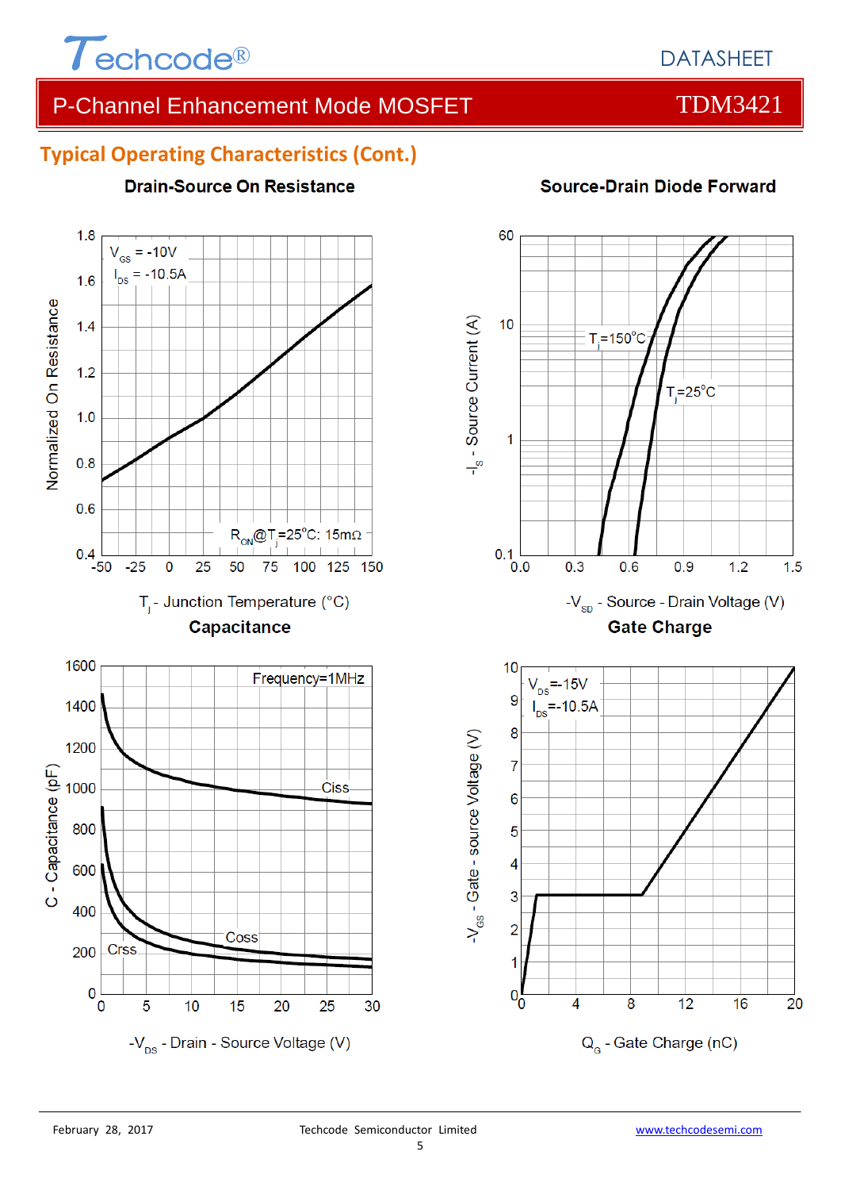## Typical Operating Characteristics (Cont.)

### Drain-Source On Resistance

$V_{GS}$ = -10V
$I_{DS}$ = -10.5A

$R_{ON}$@$T_j$=25°C: 15mΩ

Normalized On Resistance

$T_j$ - Junction Temperature (°C)

### Source-Drain Diode Forward

$T_j$=150°C
$T_j$=25°C

$-I_S$ - Source Current (A)

$-V_{SD}$ - Source - Drain Voltage (V)

### Capacitance

Frequency=1MHz

Ciss
Coss
Crss

C - Capacitance (pF)

$-V_{DS}$ - Drain - Source Voltage (V)

### Gate Charge

$V_{DS}$=-15V
$I_{DS}$=-10.5A

$-V_{GS}$ - Gate - source Voltage (V)

$Q_G$ - Gate Charge (nC)

February 28, 2017 Techcode Semiconductor Limited www.techcodesemi.com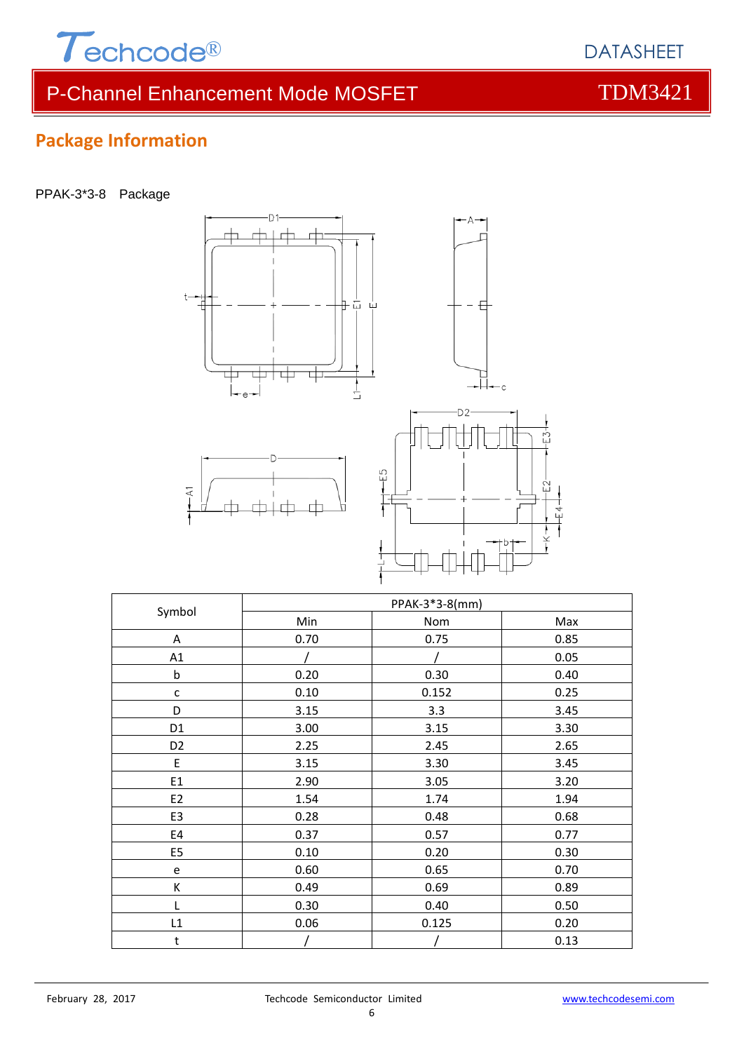## Package Information

PPAK-3*3-8 Package

| Symbol | PPAK-3*3-8(mm) | | |
|---|---|---|---|
| | Min | Nom | Max |
| A | 0.70 | 0.75 | 0.85 |
| A1 | / | / | 0.05 |
| b | 0.20 | 0.30 | 0.40 |
| c | 0.10 | 0.152 | 0.25 |
| D | 3.15 | 3.3 | 3.45 |
| D1 | 3.00 | 3.15 | 3.30 |
| D2 | 2.25 | 2.45 | 2.65 |
| E | 3.15 | 3.30 | 3.45 |
| E1 | 2.90 | 3.05 | 3.20 |
| E2 | 1.54 | 1.74 | 1.94 |
| E3 | 0.28 | 0.48 | 0.68 |
| E4 | 0.37 | 0.57 | 0.77 |
| E5 | 0.10 | 0.20 | 0.30 |
| e | 0.60 | 0.65 | 0.70 |
| K | 0.49 | 0.69 | 0.89 |
| L | 0.30 | 0.40 | 0.50 |
| L1 | 0.06 | 0.125 | 0.20 |
| t | / | / | 0.13 |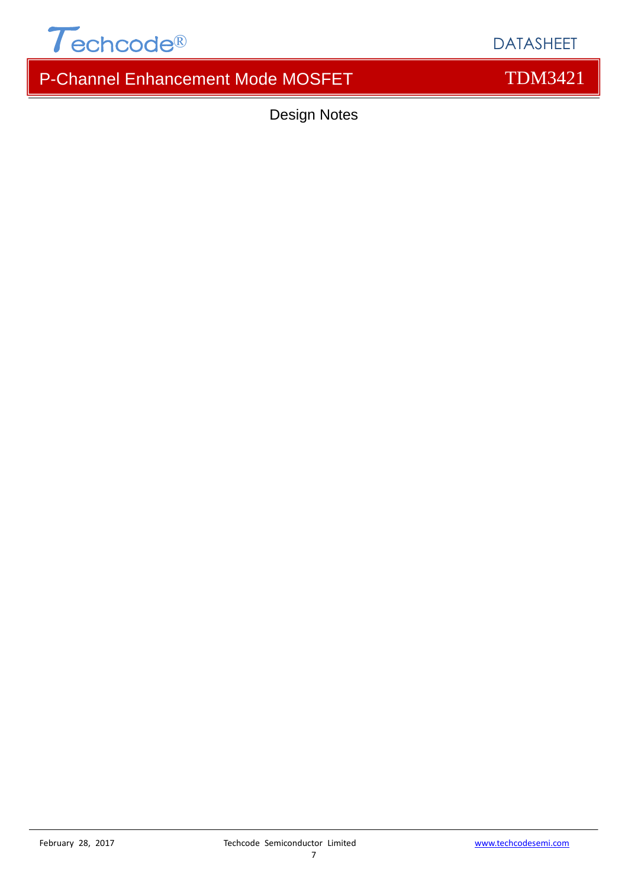## Design Notes